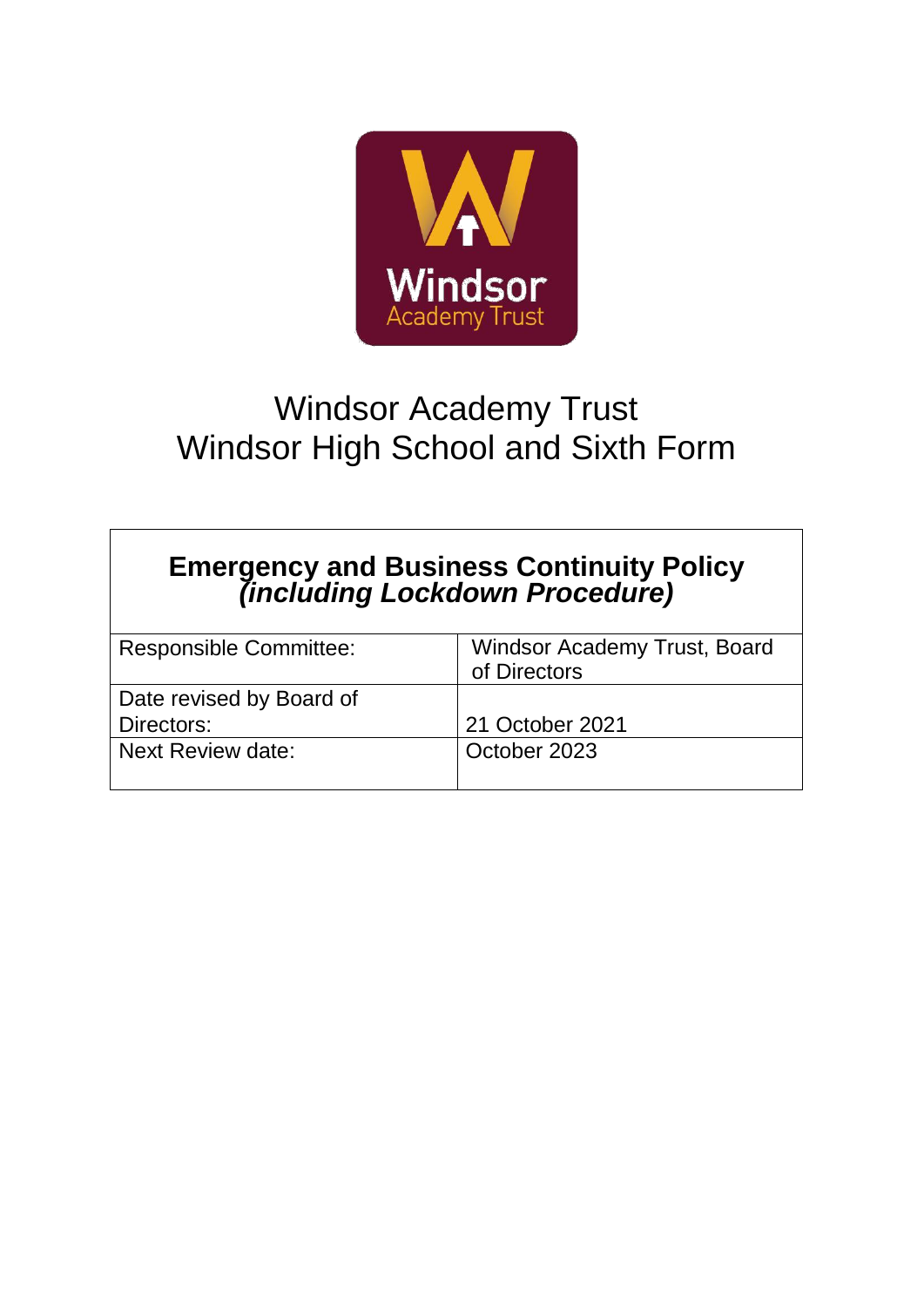# Windsor Academy Trust
# Windsor High School and Sixth Form

| **Emergency and Business Continuity Policy** ***(including Lockdown Procedure)*** | |
|---|---|
| Responsible Committee: | Windsor Academy Trust, Board of Directors |
| Date revised by Board of Directors: | 21 October 2021 |
| Next Review date: | October 2023 |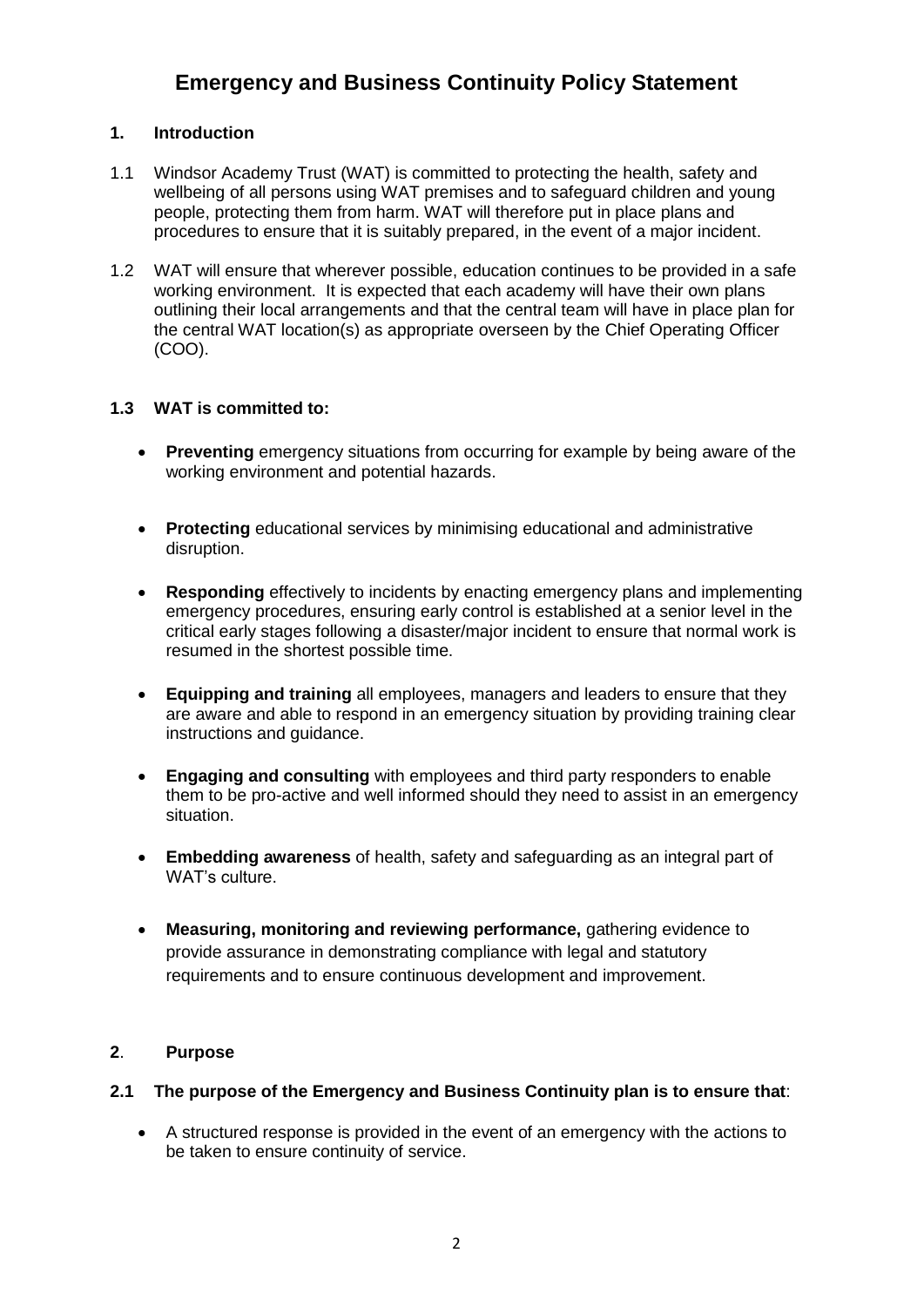# Emergency and Business Continuity Policy Statement

## 1. Introduction

1.1 Windsor Academy Trust (WAT) is committed to protecting the health, safety and wellbeing of all persons using WAT premises and to safeguard children and young people, protecting them from harm. WAT will therefore put in place plans and procedures to ensure that it is suitably prepared, in the event of a major incident.

1.2 WAT will ensure that wherever possible, education continues to be provided in a safe working environment. It is expected that each academy will have their own plans outlining their local arrangements and that the central team will have in place plan for the central WAT location(s) as appropriate overseen by the Chief Operating Officer (COO).

### 1.3 WAT is committed to:

- **Preventing** emergency situations from occurring for example by being aware of the working environment and potential hazards.
- **Protecting** educational services by minimising educational and administrative disruption.
- **Responding** effectively to incidents by enacting emergency plans and implementing emergency procedures, ensuring early control is established at a senior level in the critical early stages following a disaster/major incident to ensure that normal work is resumed in the shortest possible time.
- **Equipping and training** all employees, managers and leaders to ensure that they are aware and able to respond in an emergency situation by providing training clear instructions and guidance.
- **Engaging and consulting** with employees and third party responders to enable them to be pro-active and well informed should they need to assist in an emergency situation.
- **Embedding awareness** of health, safety and safeguarding as an integral part of WAT's culture.
- **Measuring, monitoring and reviewing performance,** gathering evidence to provide assurance in demonstrating compliance with legal and statutory requirements and to ensure continuous development and improvement.

## 2. Purpose

### 2.1 The purpose of the Emergency and Business Continuity plan is to ensure that:

- A structured response is provided in the event of an emergency with the actions to be taken to ensure continuity of service.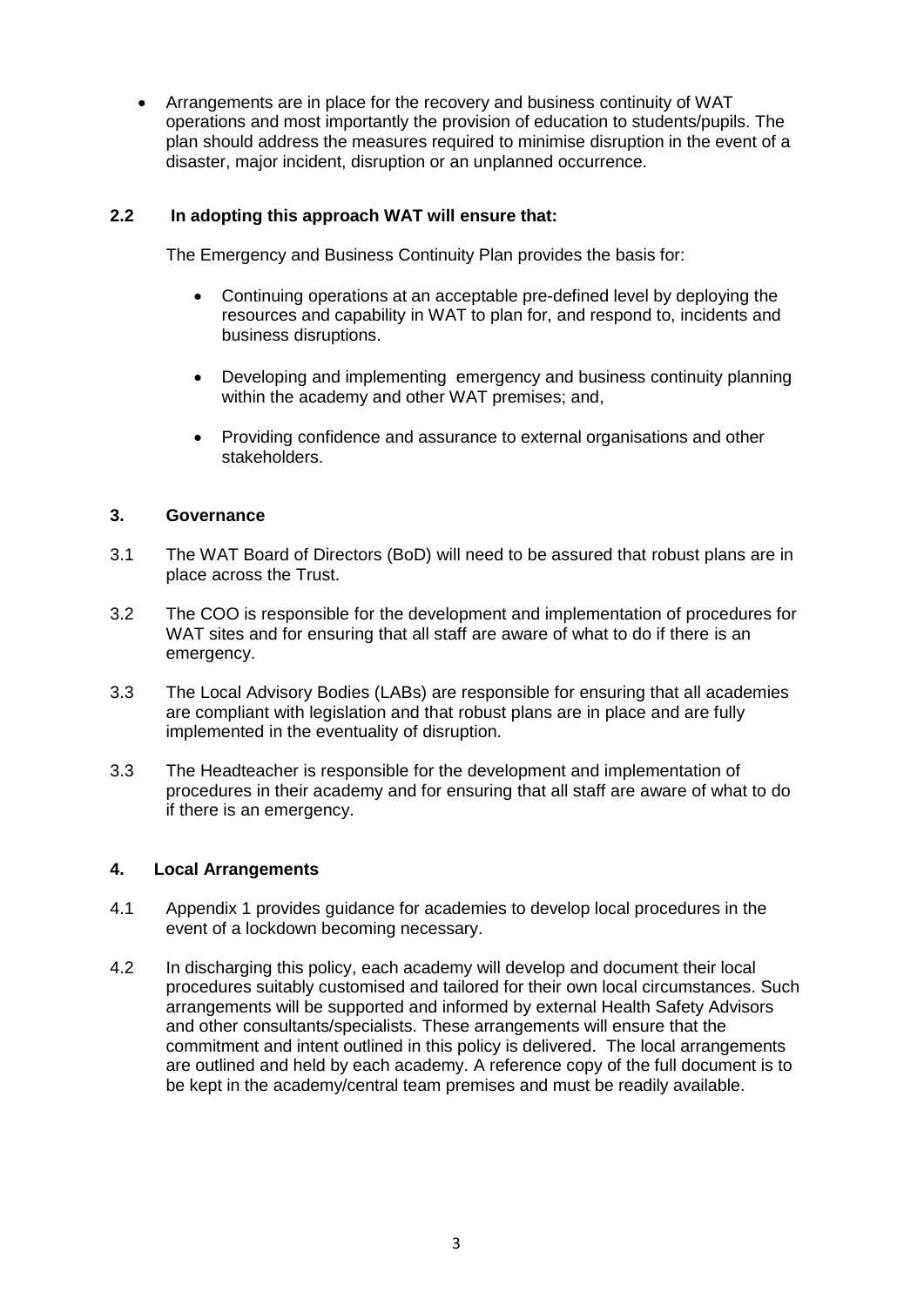- Arrangements are in place for the recovery and business continuity of WAT operations and most importantly the provision of education to students/pupils. The plan should address the measures required to minimise disruption in the event of a disaster, major incident, disruption or an unplanned occurrence.

### 2.2 In adopting this approach WAT will ensure that:

The Emergency and Business Continuity Plan provides the basis for:

- Continuing operations at an acceptable pre-defined level by deploying the resources and capability in WAT to plan for, and respond to, incidents and business disruptions.
- Developing and implementing emergency and business continuity planning within the academy and other WAT premises; and,
- Providing confidence and assurance to external organisations and other stakeholders.

## 3. Governance

3.1 The WAT Board of Directors (BoD) will need to be assured that robust plans are in place across the Trust.

3.2 The COO is responsible for the development and implementation of procedures for WAT sites and for ensuring that all staff are aware of what to do if there is an emergency.

3.3 The Local Advisory Bodies (LABs) are responsible for ensuring that all academies are compliant with legislation and that robust plans are in place and are fully implemented in the eventuality of disruption.

3.3 The Headteacher is responsible for the development and implementation of procedures in their academy and for ensuring that all staff are aware of what to do if there is an emergency.

## 4. Local Arrangements

4.1 Appendix 1 provides guidance for academies to develop local procedures in the event of a lockdown becoming necessary.

4.2 In discharging this policy, each academy will develop and document their local procedures suitably customised and tailored for their own local circumstances. Such arrangements will be supported and informed by external Health Safety Advisors and other consultants/specialists. These arrangements will ensure that the commitment and intent outlined in this policy is delivered. The local arrangements are outlined and held by each academy. A reference copy of the full document is to be kept in the academy/central team premises and must be readily available.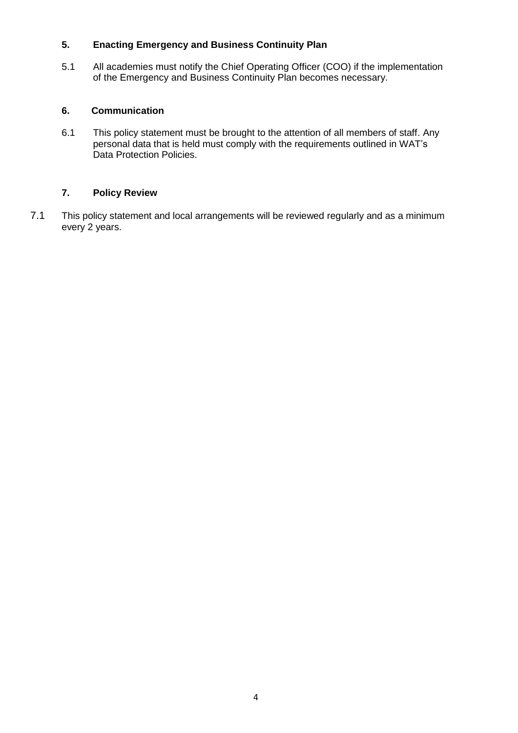## 5. Enacting Emergency and Business Continuity Plan

5.1 All academies must notify the Chief Operating Officer (COO) if the implementation of the Emergency and Business Continuity Plan becomes necessary.

## 6. Communication

6.1 This policy statement must be brought to the attention of all members of staff. Any personal data that is held must comply with the requirements outlined in WAT's Data Protection Policies.

## 7. Policy Review

7.1 This policy statement and local arrangements will be reviewed regularly and as a minimum every 2 years.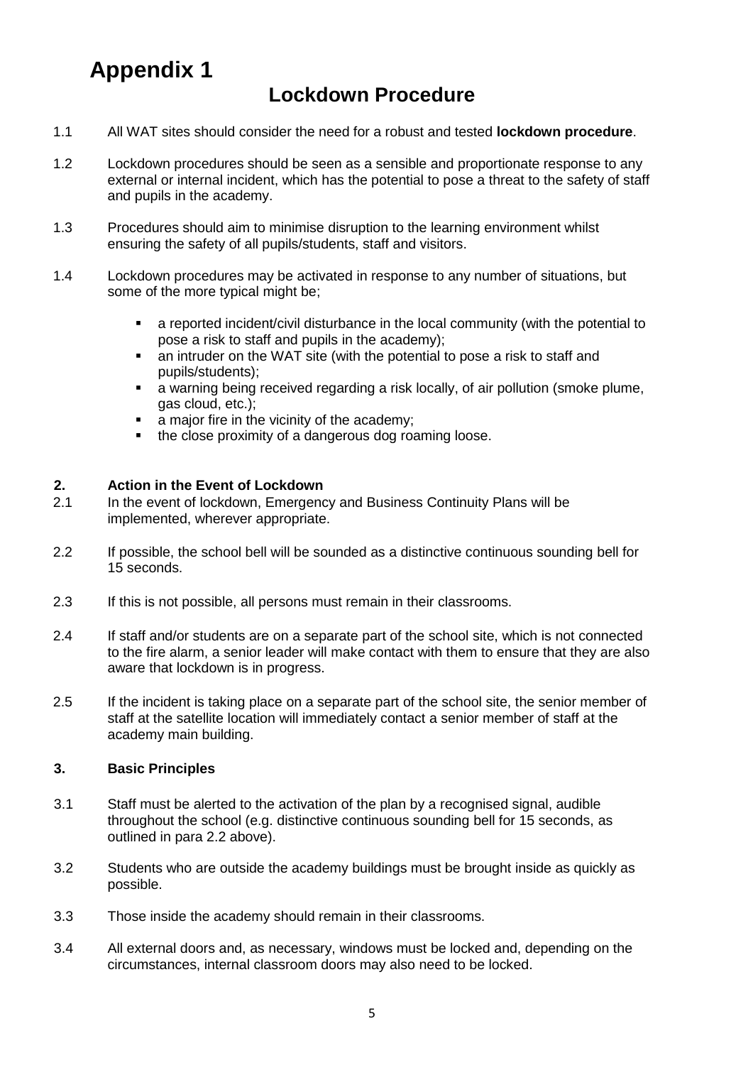# Appendix 1

## Lockdown Procedure

1.1 All WAT sites should consider the need for a robust and tested **lockdown procedure**.

1.2 Lockdown procedures should be seen as a sensible and proportionate response to any external or internal incident, which has the potential to pose a threat to the safety of staff and pupils in the academy.

1.3 Procedures should aim to minimise disruption to the learning environment whilst ensuring the safety of all pupils/students, staff and visitors.

1.4 Lockdown procedures may be activated in response to any number of situations, but some of the more typical might be;

- a reported incident/civil disturbance in the local community (with the potential to pose a risk to staff and pupils in the academy);
- an intruder on the WAT site (with the potential to pose a risk to staff and pupils/students);
- a warning being received regarding a risk locally, of air pollution (smoke plume, gas cloud, etc.);
- a major fire in the vicinity of the academy;
- the close proximity of a dangerous dog roaming loose.

### 2. Action in the Event of Lockdown

2.1 In the event of lockdown, Emergency and Business Continuity Plans will be implemented, wherever appropriate.

2.2 If possible, the school bell will be sounded as a distinctive continuous sounding bell for 15 seconds.

2.3 If this is not possible, all persons must remain in their classrooms.

2.4 If staff and/or students are on a separate part of the school site, which is not connected to the fire alarm, a senior leader will make contact with them to ensure that they are also aware that lockdown is in progress.

2.5 If the incident is taking place on a separate part of the school site, the senior member of staff at the satellite location will immediately contact a senior member of staff at the academy main building.

### 3. Basic Principles

3.1 Staff must be alerted to the activation of the plan by a recognised signal, audible throughout the school (e.g. distinctive continuous sounding bell for 15 seconds, as outlined in para 2.2 above).

3.2 Students who are outside the academy buildings must be brought inside as quickly as possible.

3.3 Those inside the academy should remain in their classrooms.

3.4 All external doors and, as necessary, windows must be locked and, depending on the circumstances, internal classroom doors may also need to be locked.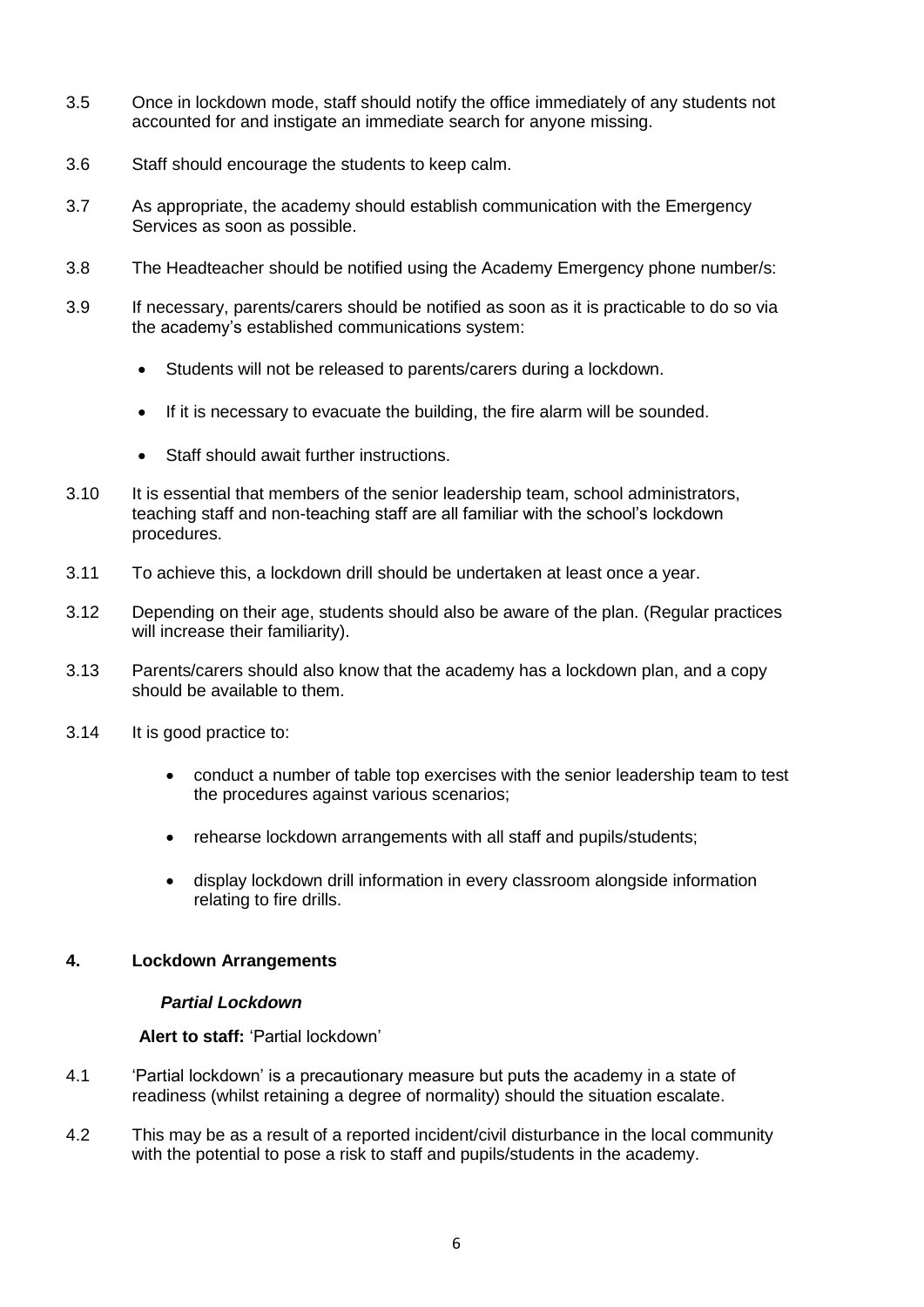3.5 Once in lockdown mode, staff should notify the office immediately of any students not accounted for and instigate an immediate search for anyone missing.

3.6 Staff should encourage the students to keep calm.

3.7 As appropriate, the academy should establish communication with the Emergency Services as soon as possible.

3.8 The Headteacher should be notified using the Academy Emergency phone number/s:

3.9 If necessary, parents/carers should be notified as soon as it is practicable to do so via the academy's established communications system:

- Students will not be released to parents/carers during a lockdown.
- If it is necessary to evacuate the building, the fire alarm will be sounded.
- Staff should await further instructions.

3.10 It is essential that members of the senior leadership team, school administrators, teaching staff and non-teaching staff are all familiar with the school's lockdown procedures.

3.11 To achieve this, a lockdown drill should be undertaken at least once a year.

3.12 Depending on their age, students should also be aware of the plan. (Regular practices will increase their familiarity).

3.13 Parents/carers should also know that the academy has a lockdown plan, and a copy should be available to them.

3.14 It is good practice to:

- conduct a number of table top exercises with the senior leadership team to test the procedures against various scenarios;
- rehearse lockdown arrangements with all staff and pupils/students;
- display lockdown drill information in every classroom alongside information relating to fire drills.

## 4. Lockdown Arrangements

### *Partial Lockdown*

**Alert to staff:** 'Partial lockdown'

4.1 'Partial lockdown' is a precautionary measure but puts the academy in a state of readiness (whilst retaining a degree of normality) should the situation escalate.

4.2 This may be as a result of a reported incident/civil disturbance in the local community with the potential to pose a risk to staff and pupils/students in the academy.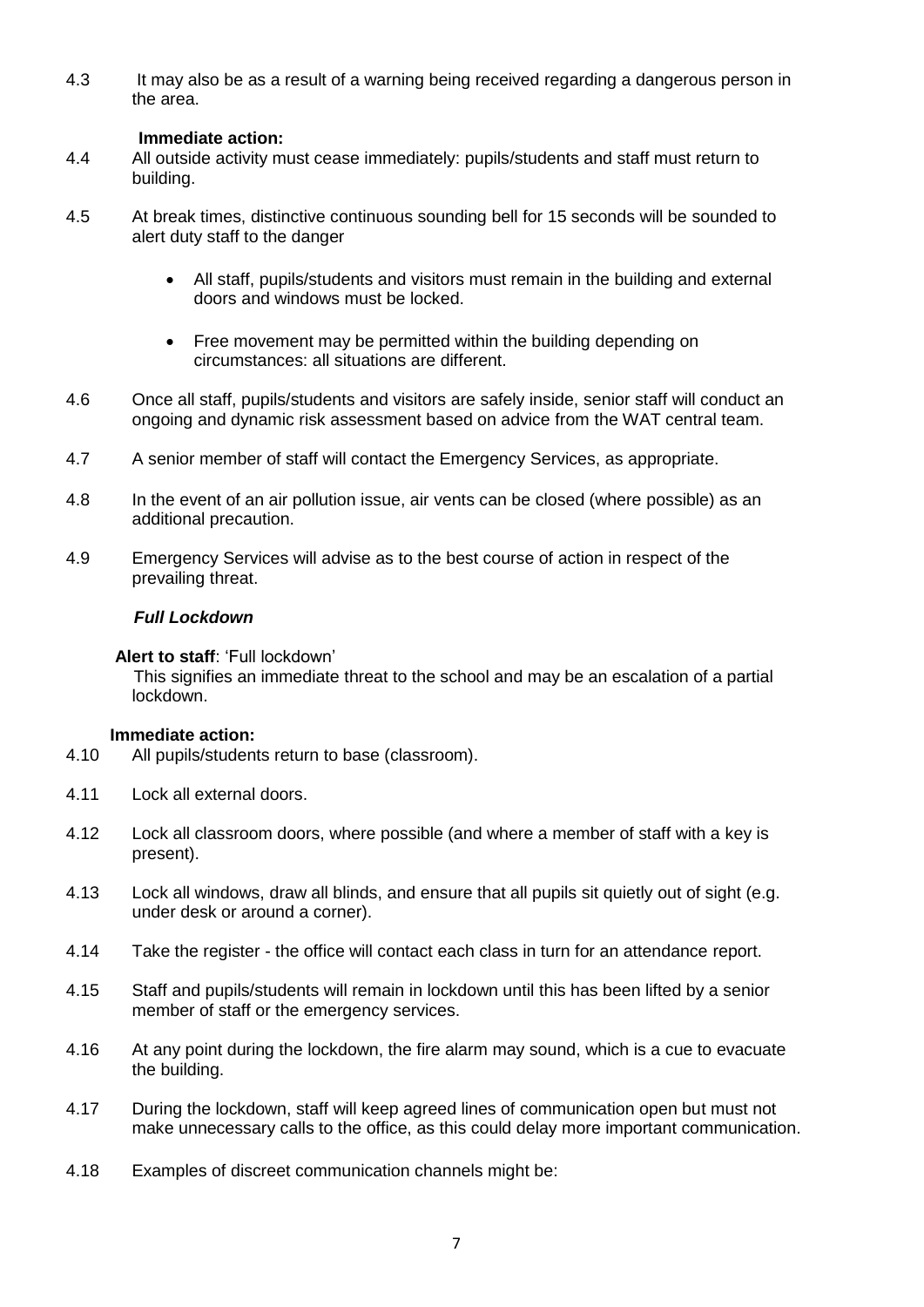4.3 It may also be as a result of a warning being received regarding a dangerous person in the area.

**Immediate action:**

4.4 All outside activity must cease immediately: pupils/students and staff must return to building.

4.5 At break times, distinctive continuous sounding bell for 15 seconds will be sounded to alert duty staff to the danger

- All staff, pupils/students and visitors must remain in the building and external doors and windows must be locked.
- Free movement may be permitted within the building depending on circumstances: all situations are different.

4.6 Once all staff, pupils/students and visitors are safely inside, senior staff will conduct an ongoing and dynamic risk assessment based on advice from the WAT central team.

4.7 A senior member of staff will contact the Emergency Services, as appropriate.

4.8 In the event of an air pollution issue, air vents can be closed (where possible) as an additional precaution.

4.9 Emergency Services will advise as to the best course of action in respect of the prevailing threat.

***Full Lockdown***

**Alert to staff**: 'Full lockdown'

This signifies an immediate threat to the school and may be an escalation of a partial lockdown.

**Immediate action:**

4.10 All pupils/students return to base (classroom).

4.11 Lock all external doors.

4.12 Lock all classroom doors, where possible (and where a member of staff with a key is present).

4.13 Lock all windows, draw all blinds, and ensure that all pupils sit quietly out of sight (e.g. under desk or around a corner).

4.14 Take the register - the office will contact each class in turn for an attendance report.

4.15 Staff and pupils/students will remain in lockdown until this has been lifted by a senior member of staff or the emergency services.

4.16 At any point during the lockdown, the fire alarm may sound, which is a cue to evacuate the building.

4.17 During the lockdown, staff will keep agreed lines of communication open but must not make unnecessary calls to the office, as this could delay more important communication.

4.18 Examples of discreet communication channels might be: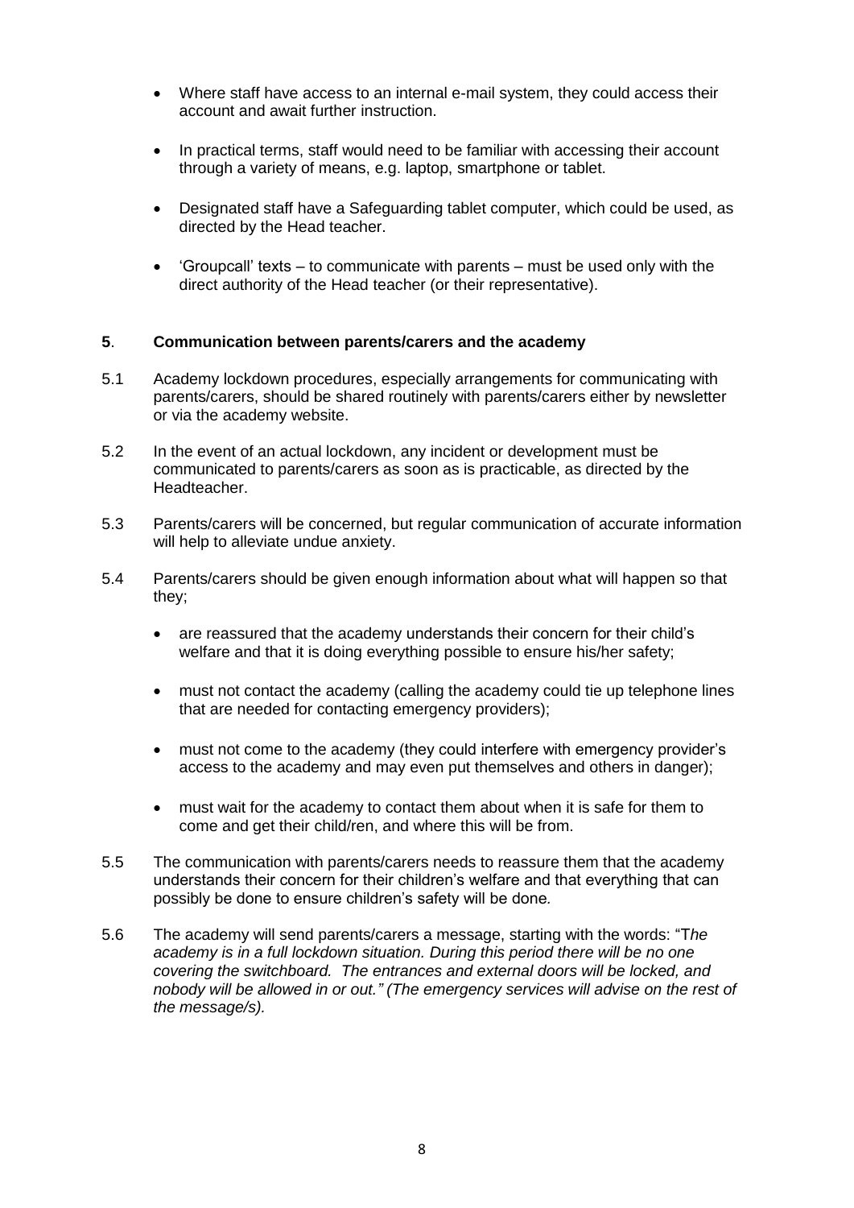- Where staff have access to an internal e-mail system, they could access their account and await further instruction.
- In practical terms, staff would need to be familiar with accessing their account through a variety of means, e.g. laptop, smartphone or tablet.
- Designated staff have a Safeguarding tablet computer, which could be used, as directed by the Head teacher.
- 'Groupcall' texts – to communicate with parents – must be used only with the direct authority of the Head teacher (or their representative).

## 5. Communication between parents/carers and the academy

5.1 Academy lockdown procedures, especially arrangements for communicating with parents/carers, should be shared routinely with parents/carers either by newsletter or via the academy website.

5.2 In the event of an actual lockdown, any incident or development must be communicated to parents/carers as soon as is practicable, as directed by the Headteacher.

5.3 Parents/carers will be concerned, but regular communication of accurate information will help to alleviate undue anxiety.

5.4 Parents/carers should be given enough information about what will happen so that they;

- are reassured that the academy understands their concern for their child's welfare and that it is doing everything possible to ensure his/her safety;
- must not contact the academy (calling the academy could tie up telephone lines that are needed for contacting emergency providers);
- must not come to the academy (they could interfere with emergency provider's access to the academy and may even put themselves and others in danger);
- must wait for the academy to contact them about when it is safe for them to come and get their child/ren, and where this will be from.

5.5 The communication with parents/carers needs to reassure them that the academy understands their concern for their children's welfare and that everything that can possibly be done to ensure children's safety will be done*.*

5.6 The academy will send parents/carers a message, starting with the words: "T*he academy is in a full lockdown situation. During this period there will be no one covering the switchboard. The entrances and external doors will be locked, and nobody will be allowed in or out." (The emergency services will advise on the rest of the message/s).*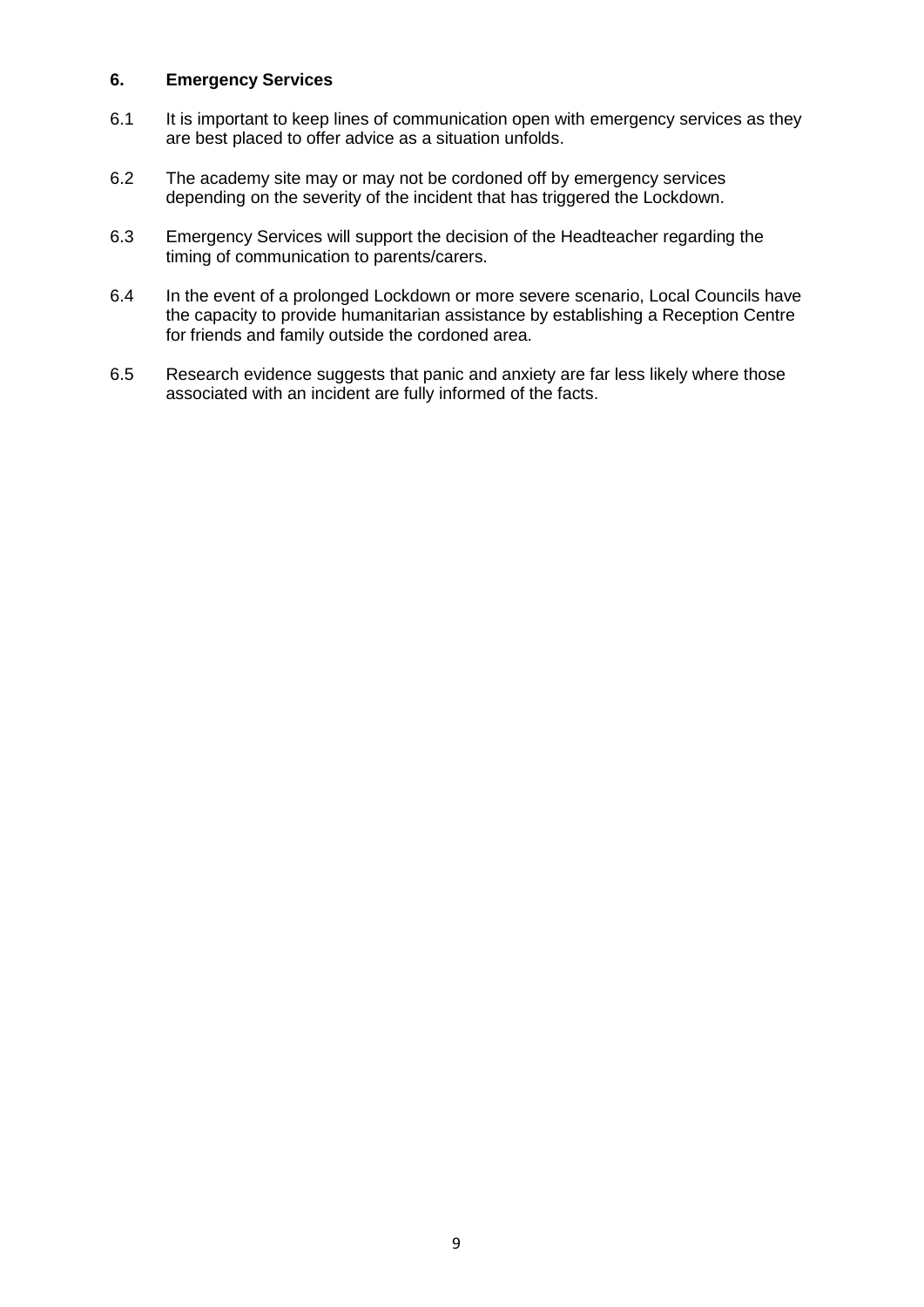## 6. Emergency Services

6.1 It is important to keep lines of communication open with emergency services as they are best placed to offer advice as a situation unfolds.

6.2 The academy site may or may not be cordoned off by emergency services depending on the severity of the incident that has triggered the Lockdown.

6.3 Emergency Services will support the decision of the Headteacher regarding the timing of communication to parents/carers.

6.4 In the event of a prolonged Lockdown or more severe scenario, Local Councils have the capacity to provide humanitarian assistance by establishing a Reception Centre for friends and family outside the cordoned area.

6.5 Research evidence suggests that panic and anxiety are far less likely where those associated with an incident are fully informed of the facts.